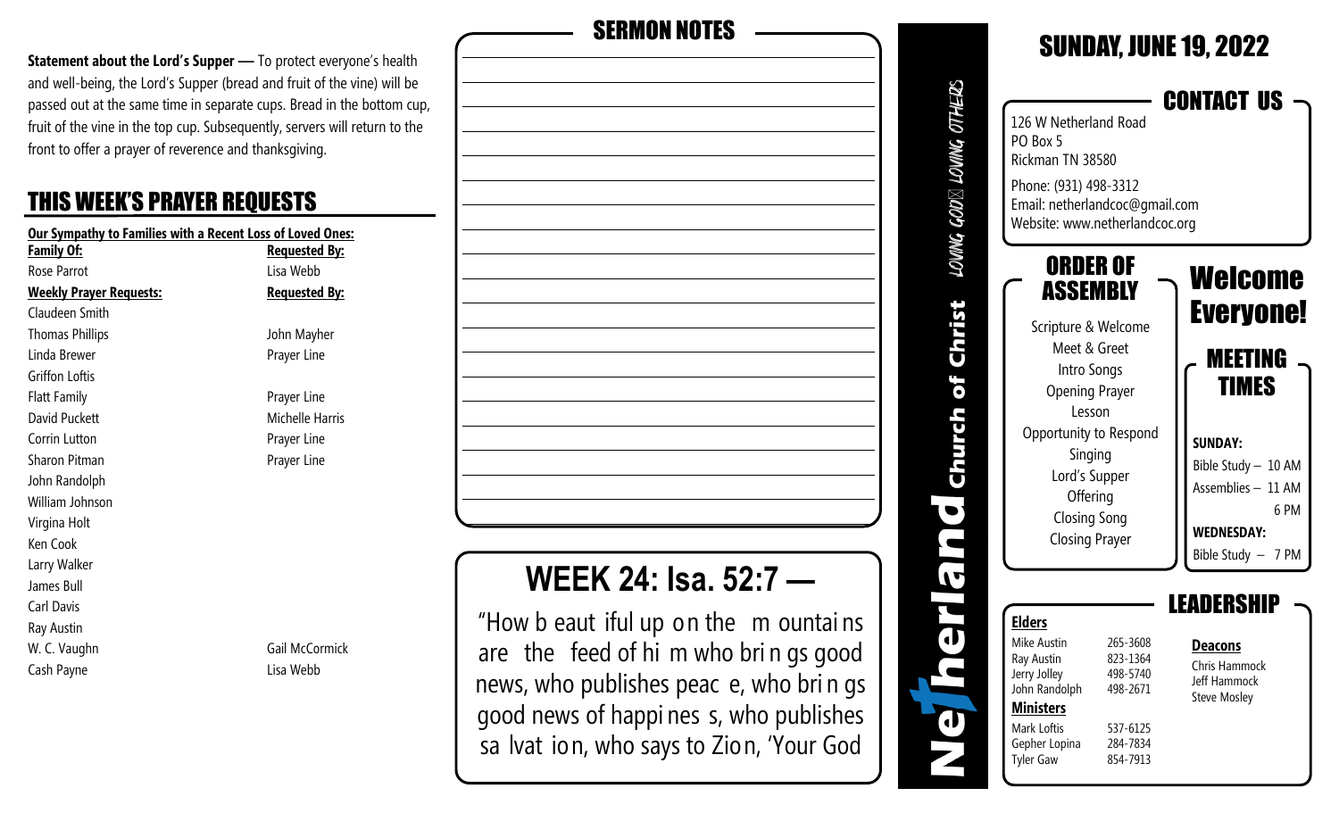**Statement about the Lord's Supper —** To protect everyone's health and well-being, the Lord's Supper (bread and fruit of the vine) will be passed out at the same time in separate cups. Bread in the bottom cup, fruit of the vine in the top cup. Subsequently, servers will return to the front to offer a prayer of reverence and thanksgiving.

## THIS WEEK'S PRAYER REQUESTS

**Our Sympathy to Families with a Recent Loss of Loved Ones:**

| Family Of: | Requested By: |
|---|---|
| Rose Parrot | Lisa Webb |

| Weekly Prayer Requests: | Requested By: |
|---|---|
| Claudeen Smith | |
| Thomas Phillips | John Mayher |
| Linda Brewer | Prayer Line |
| Griffon Loftis | |
| Flatt Family | Prayer Line |
| David Puckett | Michelle Harris |
| Corrin Lutton | Prayer Line |
| Sharon Pitman | Prayer Line |
| John Randolph | |
| William Johnson | |
| Virgina Holt | |
| Ken Cook | |
| Larry Walker | |
| James Bull | |
| Carl Davis | |
| Ray Austin | |
| W. C. Vaughn | Gail McCormick |
| Cash Payne | Lisa Webb |

## SERMON NOTES

## WEEK 24: Isa. 52:7 —

"How b eaut iful up on the m ountai ns are the feed of hi m who bri n gs good news, who publishes peac e, who bri n gs good news of happi nes s, who publishes sa lvat ion, who says to Zio n, 'Your God

**Netherland Church of Christ** — LOVING GOD LOVING OTHERS

# SUNDAY, JUNE 19, 2022

## CONTACT US

126 W Netherland Road
PO Box 5
Rickman TN 38580

Phone: (931) 498-3312
Email: netherlandcoc@gmail.com
Website: www.netherlandcoc.org

## ORDER OF ASSEMBLY

Scripture & Welcome
Meet & Greet
Intro Songs
Opening Prayer
Lesson
Opportunity to Respond
Singing
Lord's Supper
Offering
Closing Song
Closing Prayer

## Welcome Everyone!

## MEETING TIMES

**SUNDAY:**
Bible Study – 10 AM
Assemblies – 11 AM
6 PM

**WEDNESDAY:**
Bible Study – 7 PM

## LEADERSHIP

**Elders**

| | |
|---|---|
| Mike Austin | 265-3608 |
| Ray Austin | 823-1364 |
| Jerry Jolley | 498-5740 |
| John Randolph | 498-2671 |

**Ministers**

| | |
|---|---|
| Mark Loftis | 537-6125 |
| Gepher Lopina | 284-7834 |
| Tyler Gaw | 854-7913 |

**Deacons**

Chris Hammock
Jeff Hammock
Steve Mosley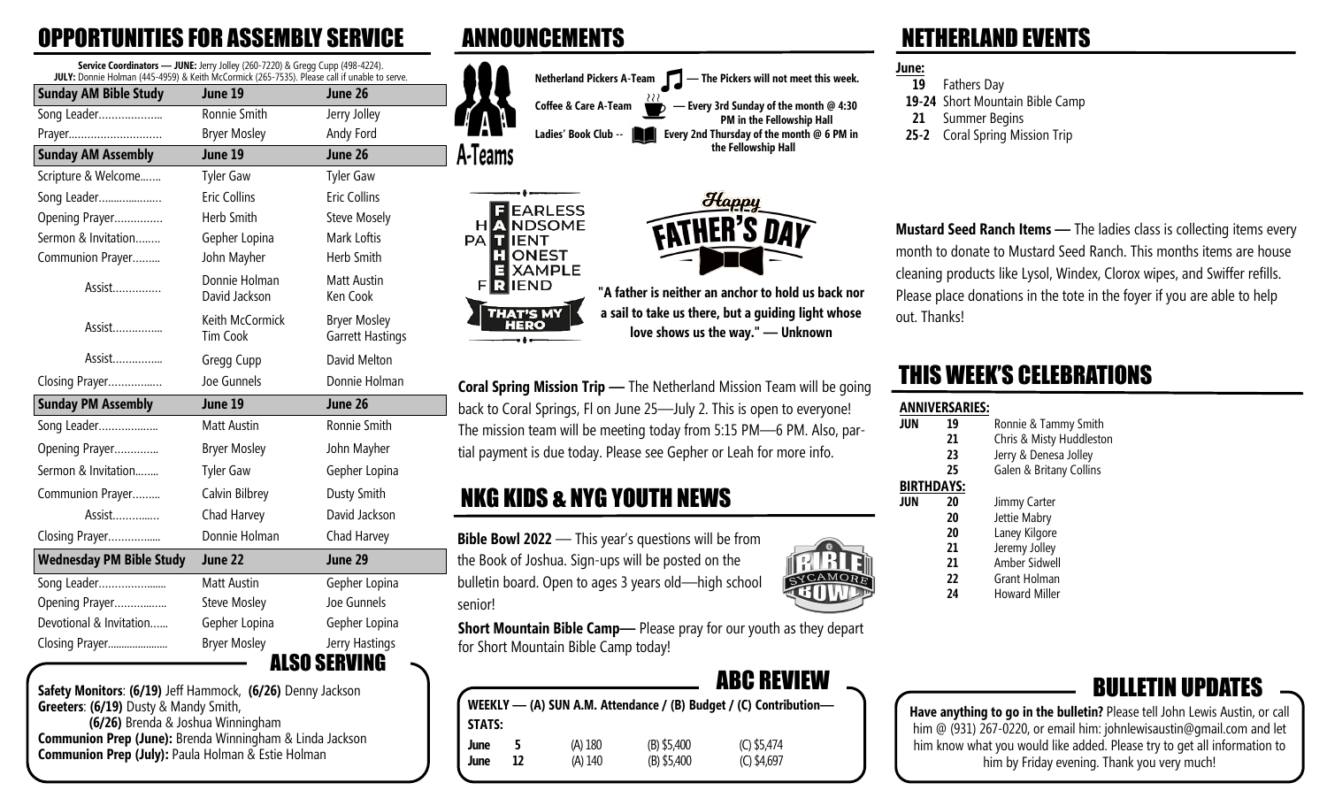# OPPORTUNITIES FOR ASSEMBLY SERVICE

**Service Coordinators — JUNE:** Jerry Jolley (260-7220) & Gregg Cupp (498-4224).
**JULY:** Donnie Holman (445-4959) & Keith McCormick (265-7535). Please call if unable to serve.

| Sunday AM Bible Study | June 19 | June 26 |
|---|---|---|
| Song Leader | Ronnie Smith | Jerry Jolley |
| Prayer | Bryer Mosley | Andy Ford |
| **Sunday AM Assembly** | **June 19** | **June 26** |
| Scripture & Welcome | Tyler Gaw | Tyler Gaw |
| Song Leader | Eric Collins | Eric Collins |
| Opening Prayer | Herb Smith | Steve Mosely |
| Sermon & Invitation | Gepher Lopina | Mark Loftis |
| Communion Prayer | John Mayher | Herb Smith |
| Assist | Donnie Holman, David Jackson | Matt Austin, Ken Cook |
| Assist | Keith McCormick, Tim Cook | Bryer Mosley, Garrett Hastings |
| Assist | Gregg Cupp | David Melton |
| Closing Prayer | Joe Gunnels | Donnie Holman |
| **Sunday PM Assembly** | **June 19** | **June 26** |
| Song Leader | Matt Austin | Ronnie Smith |
| Opening Prayer | Bryer Mosley | John Mayher |
| Sermon & Invitation | Tyler Gaw | Gepher Lopina |
| Communion Prayer | Calvin Bilbrey | Dusty Smith |
| Assist | Chad Harvey | David Jackson |
| Closing Prayer | Donnie Holman | Chad Harvey |
| **Wednesday PM Bible Study** | **June 22** | **June 29** |
| Song Leader | Matt Austin | Gepher Lopina |
| Opening Prayer | Steve Mosley | Joe Gunnels |
| Devotional & Invitation | Gepher Lopina | Gepher Lopina |
| Closing Prayer | Bryer Mosley | Jerry Hastings |

## ALSO SERVING

**Safety Monitors**: **(6/19)** Jeff Hammock, **(6/26)** Denny Jackson
**Greeters**: **(6/19)** Dusty & Mandy Smith,
**(6/26)** Brenda & Joshua Winningham
**Communion Prep (June):** Brenda Winningham & Linda Jackson
**Communion Prep (July):** Paula Holman & Estie Holman

# ANNOUNCEMENTS

A-Teams

**Netherland Pickers A-Team — The Pickers will not meet this week.**
**Coffee & Care A-Team — Every 3rd Sunday of the month @ 4:30 PM in the Fellowship Hall**
**Ladies' Book Club -- Every 2nd Thursday of the month @ 6 PM in the Fellowship Hall**

FATHER: Fearless, Handsome, Patient, Honest, Example, Friend — THAT'S MY HERO

Happy FATHER'S DAY

**"A father is neither an anchor to hold us back nor a sail to take us there, but a guiding light whose love shows us the way." — Unknown**

**Coral Spring Mission Trip —** The Netherland Mission Team will be going back to Coral Springs, Fl on June 25—July 2. This is open to everyone! The mission team will be meeting today from 5:15 PM—6 PM. Also, partial payment is due today. Please see Gepher or Leah for more info.

# NKG KIDS & NYG YOUTH NEWS

**Bible Bowl 2022** — This year's questions will be from the Book of Joshua. Sign-ups will be posted on the bulletin board. Open to ages 3 years old—high school senior!

**Short Mountain Bible Camp—** Please pray for our youth as they depart for Short Mountain Bible Camp today!

## ABC REVIEW

**WEEKLY — (A) SUN A.M. Attendance / (B) Budget / (C) Contribution—**

| STATS: | | | | |
|---|---|---|---|---|
| **June** | **5** | (A) 180 | (B) $5,400 | (C) $5,474 |
| **June** | **12** | (A) 140 | (B) $5,400 | (C) $4,697 |

# NETHERLAND EVENTS

**June:**
- **19** Fathers Day
- **19-24** Short Mountain Bible Camp
- **21** Summer Begins
- **25-2** Coral Spring Mission Trip

**Mustard Seed Ranch Items —** The ladies class is collecting items every month to donate to Mustard Seed Ranch. This months items are house cleaning products like Lysol, Windex, Clorox wipes, and Swiffer refills. Please place donations in the tote in the foyer if you are able to help out. Thanks!

# THIS WEEK'S CELEBRATIONS

**ANNIVERSARIES:**

| | | |
|---|---|---|
| **JUN** | **19** | Ronnie & Tammy Smith |
| | **21** | Chris & Misty Huddleston |
| | **23** | Jerry & Denesa Jolley |
| | **25** | Galen & Britany Collins |

**BIRTHDAYS:**

| | | |
|---|---|---|
| **JUN** | **20** | Jimmy Carter |
| | **20** | Jettie Mabry |
| | **20** | Laney Kilgore |
| | **21** | Jeremy Jolley |
| | **21** | Amber Sidwell |
| | **22** | Grant Holman |
| | **24** | Howard Miller |

## BULLETIN UPDATES

**Have anything to go in the bulletin?** Please tell John Lewis Austin, or call him @ (931) 267-0220, or email him: johnlewisaustin@gmail.com and let him know what you would like added. Please try to get all information to him by Friday evening. Thank you very much!